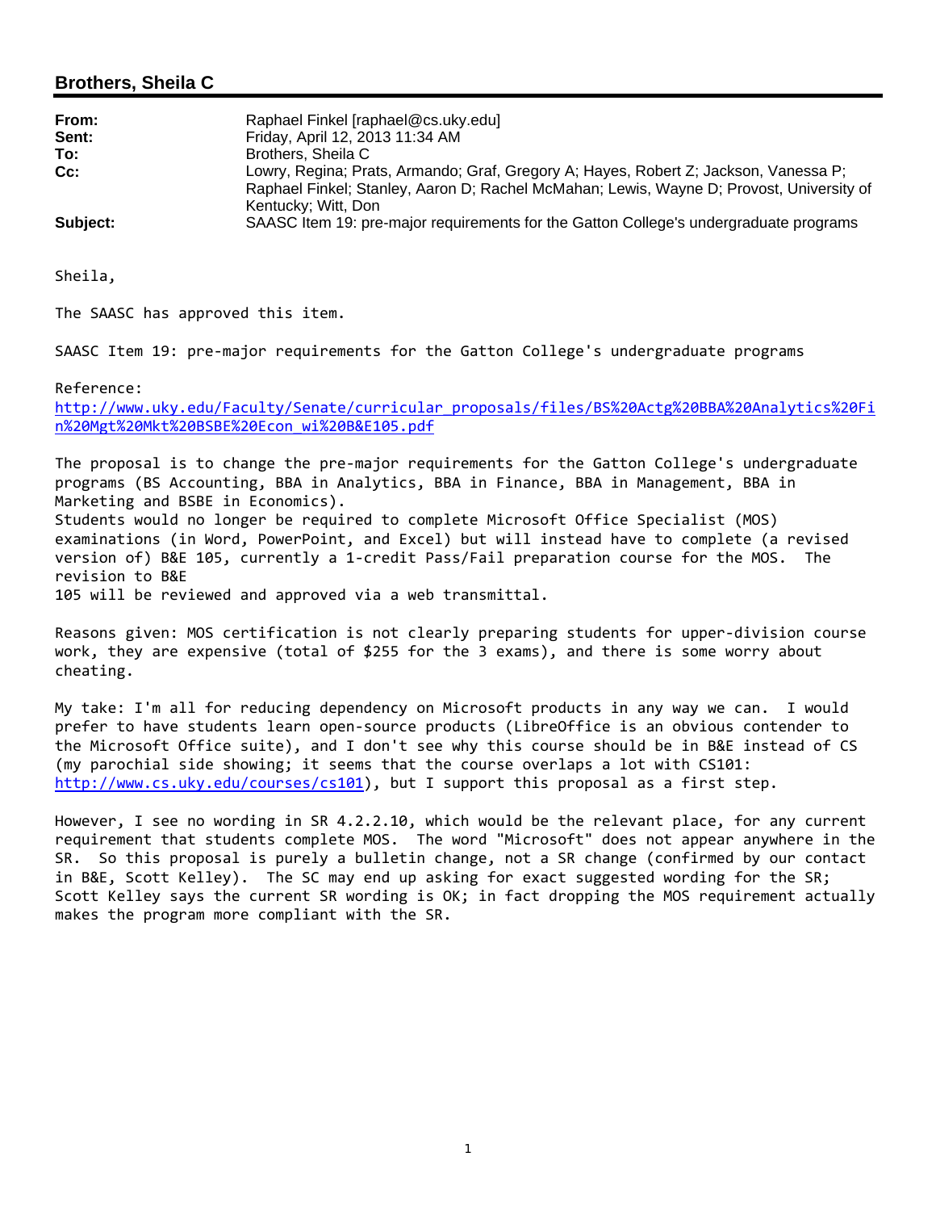## Brothers, Sheila C

**From:** Raphael Finkel [raphael@cs.uky.edu]
**Sent:** Friday, April 12, 2013 11:34 AM
**To:** Brothers, Sheila C
**Cc:** Lowry, Regina; Prats, Armando; Graf, Gregory A; Hayes, Robert Z; Jackson, Vanessa P; Raphael Finkel; Stanley, Aaron D; Rachel McMahan; Lewis, Wayne D; Provost, University of Kentucky; Witt, Don
**Subject:** SAASC Item 19: pre-major requirements for the Gatton College's undergraduate programs

Sheila,

The SAASC has approved this item.

SAASC Item 19: pre-major requirements for the Gatton College's undergraduate programs

Reference:
http://www.uky.edu/Faculty/Senate/curricular_proposals/files/BS%20Actg%20BBA%20Analytics%20Fin%20Mgt%20Mkt%20BSBE%20Econ_wi%20B&E105.pdf

The proposal is to change the pre-major requirements for the Gatton College's undergraduate programs (BS Accounting, BBA in Analytics, BBA in Finance, BBA in Management, BBA in Marketing and BSBE in Economics).
Students would no longer be required to complete Microsoft Office Specialist (MOS) examinations (in Word, PowerPoint, and Excel) but will instead have to complete (a revised version of) B&E 105, currently a 1-credit Pass/Fail preparation course for the MOS. The revision to B&E 105 will be reviewed and approved via a web transmittal.

Reasons given: MOS certification is not clearly preparing students for upper-division course work, they are expensive (total of $255 for the 3 exams), and there is some worry about cheating.

My take: I'm all for reducing dependency on Microsoft products in any way we can. I would prefer to have students learn open-source products (LibreOffice is an obvious contender to the Microsoft Office suite), and I don't see why this course should be in B&E instead of CS (my parochial side showing; it seems that the course overlaps a lot with CS101: http://www.cs.uky.edu/courses/cs101), but I support this proposal as a first step.

However, I see no wording in SR 4.2.2.10, which would be the relevant place, for any current requirement that students complete MOS. The word "Microsoft" does not appear anywhere in the SR. So this proposal is purely a bulletin change, not a SR change (confirmed by our contact in B&E, Scott Kelley). The SC may end up asking for exact suggested wording for the SR; Scott Kelley says the current SR wording is OK; in fact dropping the MOS requirement actually makes the program more compliant with the SR.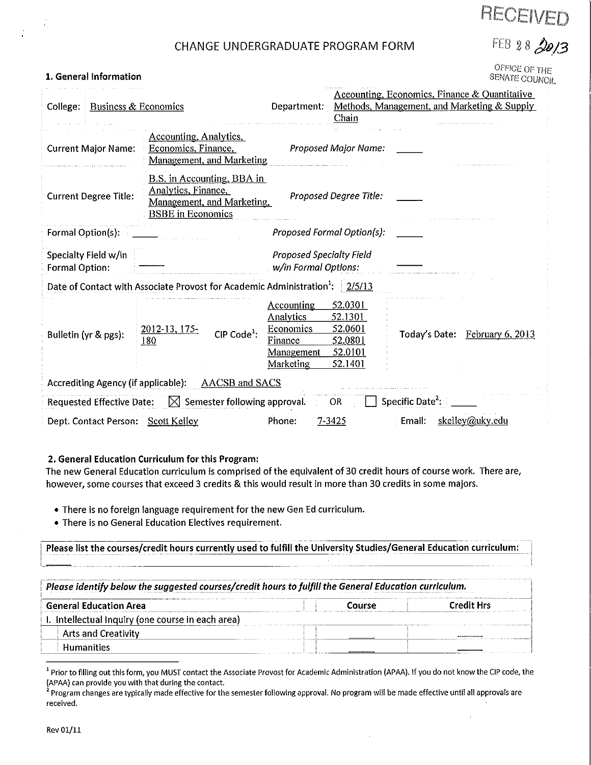RECEIVED

FEB 28 2013

OFFICE OF THE SENATE COUNCIL

# CHANGE UNDERGRADUATE PROGRAM FORM

## 1. General Information

| | | | |
|---|---|---|---|
| College: | Business & Economics | Department: | Accounting, Economics, Finance & Quantitative Methods, Management, and Marketing & Supply Chain |
| Current Major Name: | Accounting, Analytics, Economics, Finance, Management, and Marketing | *Proposed Major Name:* | _____ |
| Current Degree Title: | B.S. in Accounting, BBA in Analytics, Finance, Management, and Marketing, BSBE in Economics | *Proposed Degree Title:* | _____ |
| Formal Option(s): | _____ | *Proposed Formal Option(s):* | _____ |
| Specialty Field w/in Formal Option: | _____ | *Proposed Specialty Field w/in Formal Options:* | _____ |

Date of Contact with Associate Provost for Academic Administration[1]: 2/5/13

| | | | | | |
|---|---|---|---|---|---|
| Bulletin (yr & pgs): | 2012-13, 175-180 | CIP Code[1]: | Accounting 52.0301<br>Analytics 52.1301<br>Economics 52.0601<br>Finance 52.0801<br>Management 52.0101<br>Marketing 52.1401 | Today's Date: | February 6, 2013 |

Accrediting Agency (if applicable): AACSB and SACS

Requested Effective Date: ☒ Semester following approval. OR ☐ Specific Date[2]: _____

Dept. Contact Person: Scott Kelley Phone: 7-3425 Email: skelley@uky.edu

## 2. General Education Curriculum for this Program:

The new General Education curriculum is comprised of the equivalent of 30 credit hours of course work. There are, however, some courses that exceed 3 credits & this would result in more than 30 credits in some majors.

- There is no foreign language requirement for the new Gen Ed curriculum.
- There is no General Education Electives requirement.

**Please list the courses/credit hours currently used to fulfill the University Studies/General Education curriculum:**

_____

***Please identify below the suggested courses/credit hours to fulfill the General Education curriculum.***

| General Education Area | Course | Credit Hrs |
|---|---|---|
| I. Intellectual Inquiry (one course in each area) | | |
| Arts and Creativity | _____ | _____ |
| Humanities | _____ | _____ |

[1] Prior to filling out this form, you MUST contact the Associate Provost for Academic Administration (APAA). If you do not know the CIP code, the (APAA) can provide you with that during the contact.

[2] Program changes are typically made effective for the semester following approval. No program will be made effective until all approvals are received.

Rev 01/11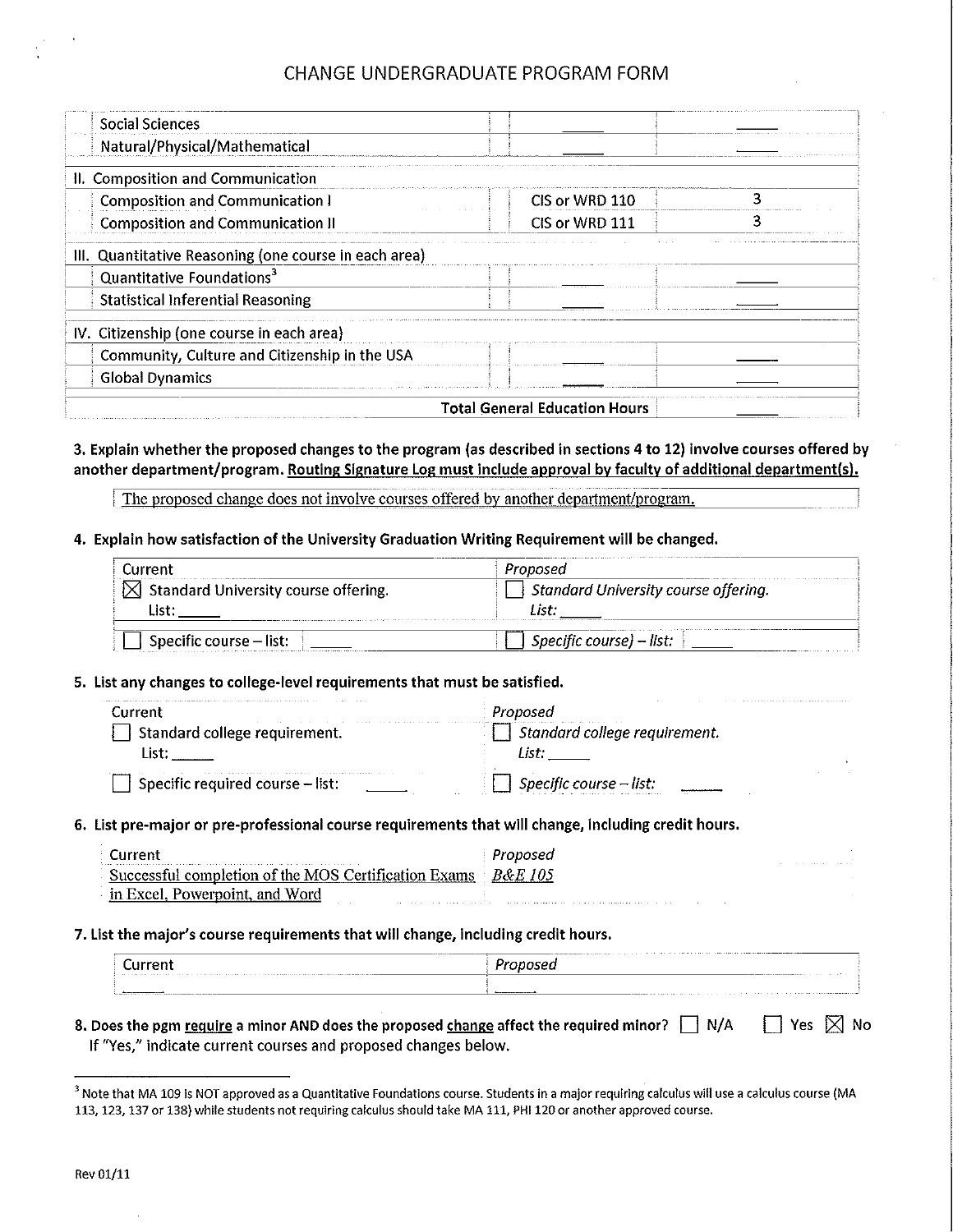# CHANGE UNDERGRADUATE PROGRAM FORM

| | | |
|---|---|---|
| Social Sciences | _____ | _____ |
| Natural/Physical/Mathematical | _____ | _____ |
| **II. Composition and Communication** | | |
| Composition and Communication I | CIS or WRD 110 | 3 |
| Composition and Communication II | CIS or WRD 111 | 3 |
| **III. Quantitative Reasoning (one course in each area)** | | |
| Quantitative Foundations[3] | _____ | _____ |
| Statistical Inferential Reasoning | _____ | _____ |
| **IV. Citizenship (one course in each area)** | | |
| Community, Culture and Citizenship in the USA | _____ | _____ |
| Global Dynamics | _____ | _____ |
| | **Total General Education Hours** | _____ |

**3. Explain whether the proposed changes to the program (as described in sections 4 to 12) involve courses offered by another department/program. Routing Signature Log must include approval by faculty of additional department(s).**

The proposed change does not involve courses offered by another department/program.

**4. Explain how satisfaction of the University Graduation Writing Requirement will be changed.**

| Current | *Proposed* |
|---|---|
| ☒ Standard University course offering. List: _____ | ☐ *Standard University course offering. List:* _____ |
| ☐ Specific course – list: _____ | ☐ *Specific course) – list:* _____ |

**5. List any changes to college-level requirements that must be satisfied.**

| Current | *Proposed* |
|---|---|
| ☐ Standard college requirement. List: _____ | ☐ *Standard college requirement. List:* _____ |
| ☐ Specific required course – list: _____ | ☐ *Specific course – list:* _____ |

**6. List pre-major or pre-professional course requirements that will change, including credit hours.**

| Current | *Proposed* |
|---|---|
| Successful completion of the MOS Certification Exams in Excel, Powerpoint, and Word | *B&E 105* |

**7. List the major's course requirements that will change, including credit hours.**

| Current | *Proposed* |
|---|---|
| _____ | _____ |

**8. Does the pgm require a minor AND does the proposed change affect the required minor?** ☐ N/A ☐ Yes ☒ No
If "Yes," indicate current courses and proposed changes below.

---

[3] Note that MA 109 is NOT approved as a Quantitative Foundations course. Students in a major requiring calculus will use a calculus course (MA 113, 123, 137 or 138) while students not requiring calculus should take MA 111, PHI 120 or another approved course.

Rev 01/11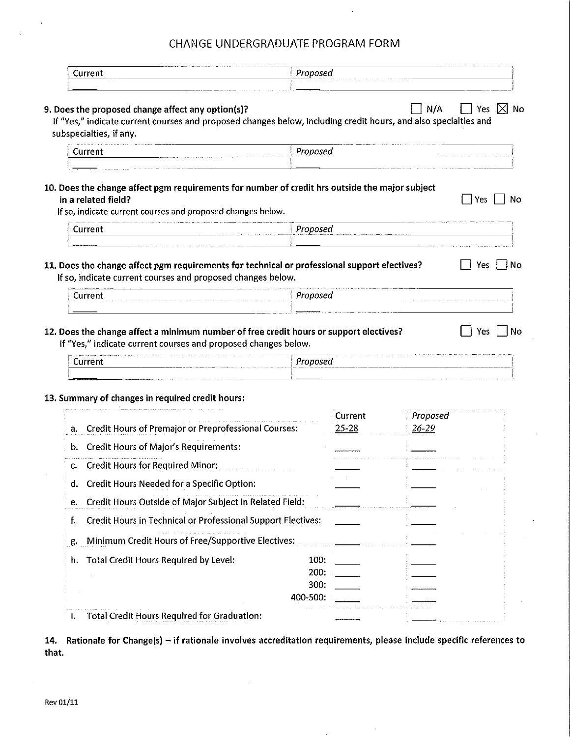# CHANGE UNDERGRADUATE PROGRAM FORM

| Current | *Proposed* |
|---|---|
| \_\_\_\_\_ | \_\_\_\_\_ |

**9. Does the proposed change affect any option(s)?** ☐ N/A ☐ Yes ☒ No

If "Yes," indicate current courses and proposed changes below, including credit hours, and also specialties and subspecialties, if any.

| Current | *Proposed* |
|---|---|
| \_\_\_\_\_ | \_\_\_\_\_ |

**10. Does the change affect pgm requirements for number of credit hrs outside the major subject in a related field?** ☐ Yes ☐ No

If so, indicate current courses and proposed changes below.

| Current | *Proposed* |
|---|---|
| \_\_\_\_\_ | \_\_\_\_\_ |

**11. Does the change affect pgm requirements for technical or professional support electives?** ☐ Yes ☐ No

If so, indicate current courses and proposed changes below.

| Current | *Proposed* |
|---|---|
| \_\_\_\_\_ | \_\_\_\_\_ |

**12. Does the change affect a minimum number of free credit hours or support electives?** ☐ Yes ☐ No

If "Yes," indicate current courses and proposed changes below.

| Current | *Proposed* |
|---|---|
| \_\_\_\_\_ | \_\_\_\_\_ |

**13. Summary of changes in required credit hours:**

| | | Current | *Proposed* |
|---|---|---|---|
| a. | Credit Hours of Premajor or Preprofessional Courses: | 25-28 | *26-29* |
| b. | Credit Hours of Major's Requirements: | \_\_\_\_\_ | \_\_\_\_\_ |
| c. | Credit Hours for Required Minor: | \_\_\_\_\_ | \_\_\_\_\_ |
| d. | Credit Hours Needed for a Specific Option: | \_\_\_\_\_ | \_\_\_\_\_ |
| e. | Credit Hours Outside of Major Subject in Related Field: | \_\_\_\_\_ | \_\_\_\_\_ |
| f. | Credit Hours in Technical or Professional Support Electives: | \_\_\_\_\_ | \_\_\_\_\_ |
| g. | Minimum Credit Hours of Free/Supportive Electives: | \_\_\_\_\_ | \_\_\_\_\_ |
| h. | Total Credit Hours Required by Level: 100: | \_\_\_\_\_ | \_\_\_\_\_ |
| | 200: | \_\_\_\_\_ | \_\_\_\_\_ |
| | 300: | \_\_\_\_\_ | \_\_\_\_\_ |
| | 400-500: | \_\_\_\_\_ | \_\_\_\_\_ |
| i. | Total Credit Hours Required for Graduation: | \_\_\_\_\_ | \_\_\_\_\_ |

**14. Rationale for Change(s) – if rationale involves accreditation requirements, please include specific references to that.**

Rev 01/11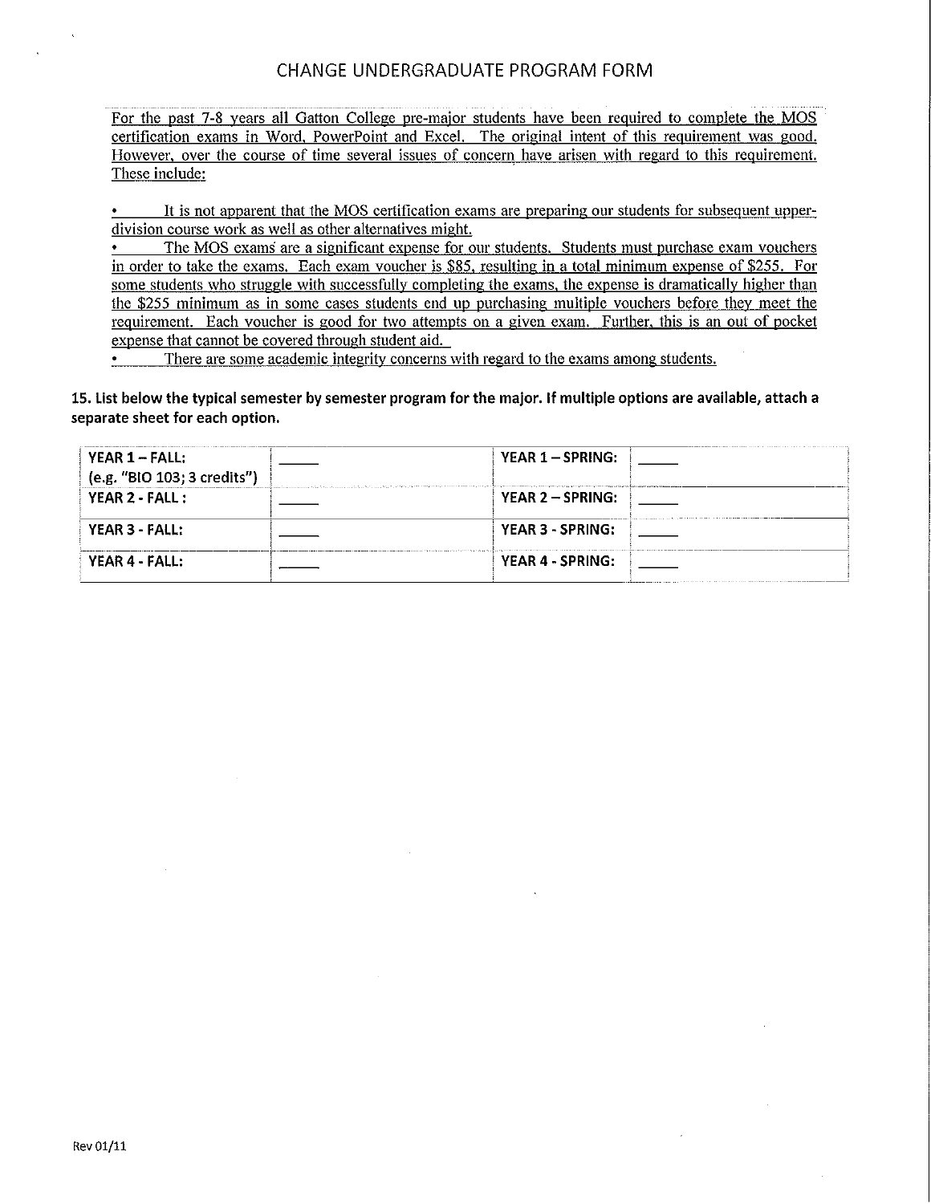# CHANGE UNDERGRADUATE PROGRAM FORM

For the past 7-8 years all Gatton College pre-major students have been required to complete the MOS certification exams in Word, PowerPoint and Excel. The original intent of this requirement was good. However, over the course of time several issues of concern have arisen with regard to this requirement. These include:

- It is not apparent that the MOS certification exams are preparing our students for subsequent upper-division course work as well as other alternatives might.
- The MOS exams are a significant expense for our students. Students must purchase exam vouchers in order to take the exams. Each exam voucher is $85, resulting in a total minimum expense of $255. For some students who struggle with successfully completing the exams, the expense is dramatically higher than the $255 minimum as in some cases students end up purchasing multiple vouchers before they meet the requirement. Each voucher is good for two attempts on a given exam. Further, this is an out of pocket expense that cannot be covered through student aid.
- There are some academic integrity concerns with regard to the exams among students.

**15. List below the typical semester by semester program for the major. If multiple options are available, attach a separate sheet for each option.**

| **YEAR 1 – FALL:** (e.g. "BIO 103; 3 credits") | _____ | **YEAR 1 – SPRING:** | _____ |
|---|---|---|---|
| **YEAR 2 - FALL:** | _____ | **YEAR 2 – SPRING:** | _____ |
| **YEAR 3 - FALL:** | _____ | **YEAR 3 - SPRING:** | _____ |
| **YEAR 4 - FALL:** | _____ | **YEAR 4 - SPRING:** | _____ |

Rev 01/11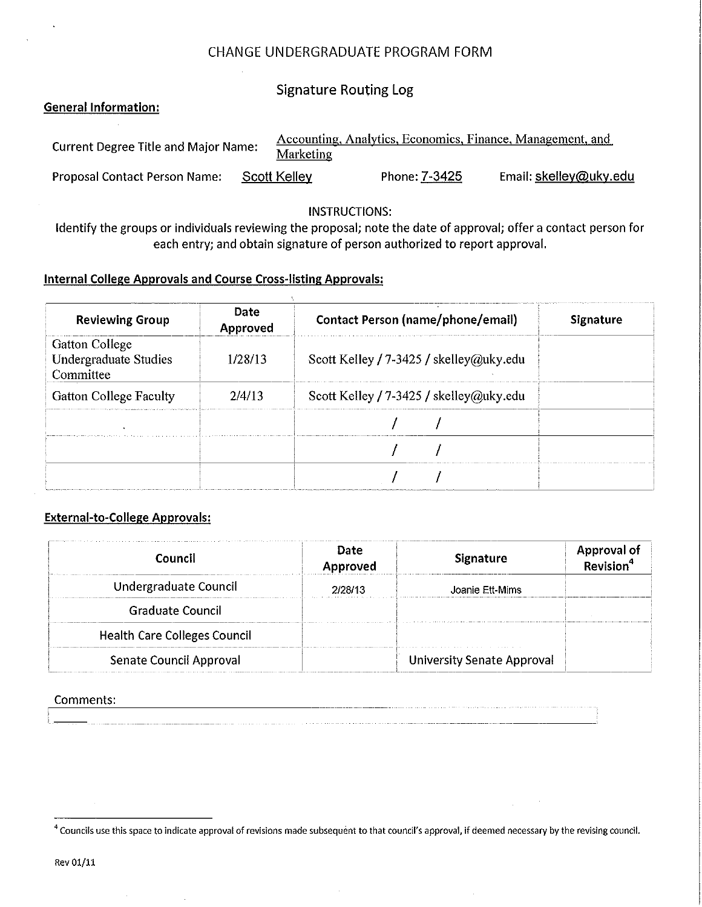# CHANGE UNDERGRADUATE PROGRAM FORM

## Signature Routing Log

**General Information:**

Current Degree Title and Major Name: Accounting, Analytics, Economics, Finance, Management, and Marketing

Proposal Contact Person Name: Scott Kelley Phone: 7-3425 Email: skelley@uky.edu

INSTRUCTIONS:

Identify the groups or individuals reviewing the proposal; note the date of approval; offer a contact person for each entry; and obtain signature of person authorized to report approval.

**Internal College Approvals and Course Cross-listing Approvals:**

| Reviewing Group | Date Approved | Contact Person (name/phone/email) | Signature |
|---|---|---|---|
| Gatton College Undergraduate Studies Committee | 1/28/13 | Scott Kelley / 7-3425 / skelley@uky.edu | |
| Gatton College Faculty | 2/4/13 | Scott Kelley / 7-3425 / skelley@uky.edu | |
| | | / / | |
| | | / / | |
| | | / / | |

**External-to-College Approvals:**

| Council | Date Approved | Signature | Approval of Revision[4] |
|---|---|---|---|
| Undergraduate Council | 2/28/13 | Joanie Ett-Mims | |
| Graduate Council | | | |
| Health Care Colleges Council | | | |
| Senate Council Approval | | University Senate Approval | |

Comments: ______

[4] Councils use this space to indicate approval of revisions made subsequent to that council's approval, if deemed necessary by the revising council.

Rev 01/11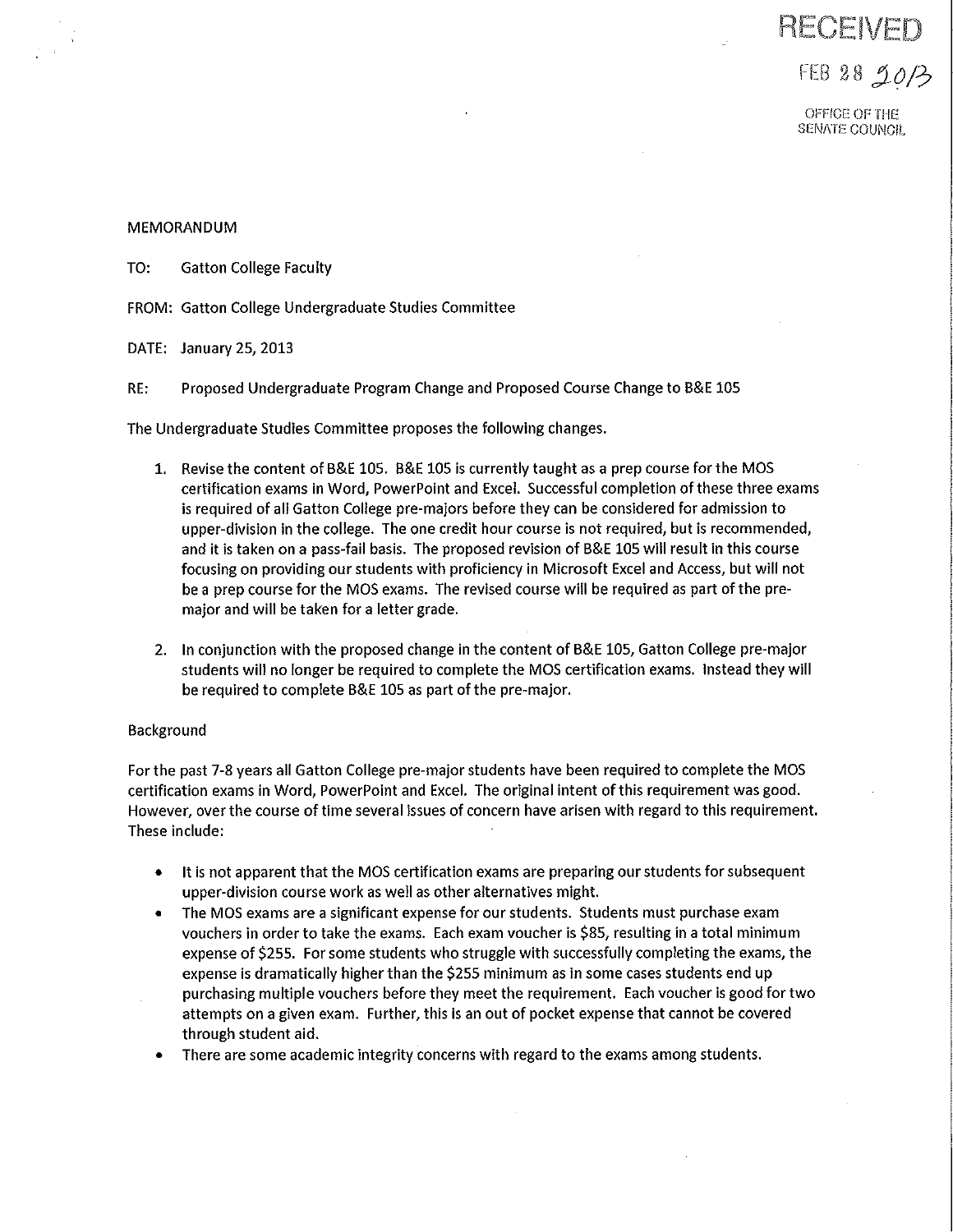RECEIVED

FEB 28 2013

OFFICE OF THE SENATE COUNCIL

MEMORANDUM

TO: Gatton College Faculty

FROM: Gatton College Undergraduate Studies Committee

DATE: January 25, 2013

RE: Proposed Undergraduate Program Change and Proposed Course Change to B&E 105

The Undergraduate Studies Committee proposes the following changes.

1. Revise the content of B&E 105. B&E 105 is currently taught as a prep course for the MOS certification exams in Word, PowerPoint and Excel. Successful completion of these three exams is required of all Gatton College pre-majors before they can be considered for admission to upper-division in the college. The one credit hour course is not required, but is recommended, and it is taken on a pass-fail basis. The proposed revision of B&E 105 will result in this course focusing on providing our students with proficiency in Microsoft Excel and Access, but will not be a prep course for the MOS exams. The revised course will be required as part of the pre-major and will be taken for a letter grade.

2. In conjunction with the proposed change in the content of B&E 105, Gatton College pre-major students will no longer be required to complete the MOS certification exams. Instead they will be required to complete B&E 105 as part of the pre-major.

Background

For the past 7-8 years all Gatton College pre-major students have been required to complete the MOS certification exams in Word, PowerPoint and Excel. The original intent of this requirement was good. However, over the course of time several issues of concern have arisen with regard to this requirement. These include:

- It is not apparent that the MOS certification exams are preparing our students for subsequent upper-division course work as well as other alternatives might.
- The MOS exams are a significant expense for our students. Students must purchase exam vouchers in order to take the exams. Each exam voucher is $85, resulting in a total minimum expense of $255. For some students who struggle with successfully completing the exams, the expense is dramatically higher than the $255 minimum as in some cases students end up purchasing multiple vouchers before they meet the requirement. Each voucher is good for two attempts on a given exam. Further, this is an out of pocket expense that cannot be covered through student aid.
- There are some academic integrity concerns with regard to the exams among students.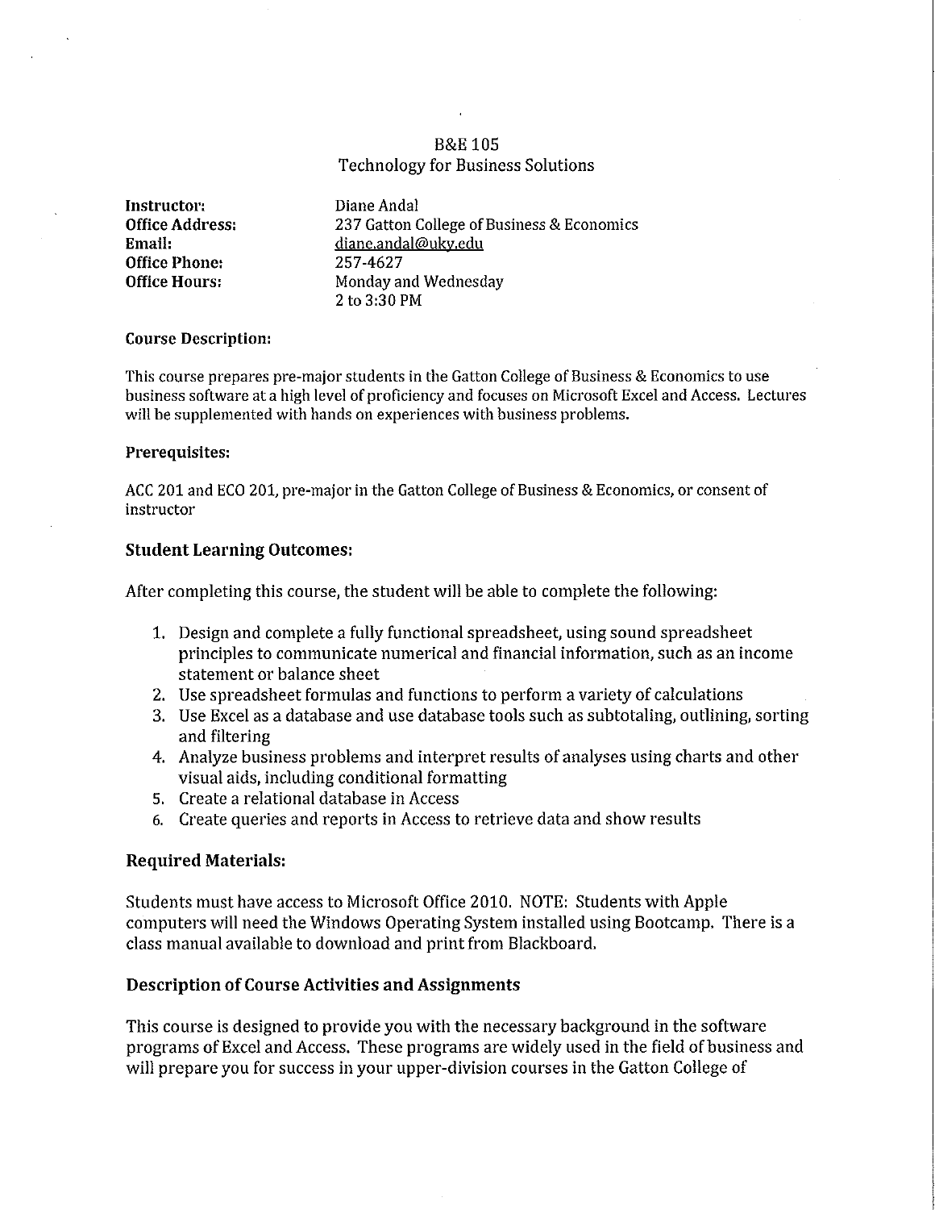# B&E 105
## Technology for Business Solutions

**Instructor:** Diane Andal
**Office Address:** 237 Gatton College of Business & Economics
**Email:** diane.andal@uky.edu
**Office Phone:** 257-4627
**Office Hours:** Monday and Wednesday
2 to 3:30 PM

**Course Description:**

This course prepares pre-major students in the Gatton College of Business & Economics to use business software at a high level of proficiency and focuses on Microsoft Excel and Access. Lectures will be supplemented with hands on experiences with business problems.

**Prerequisites:**

ACC 201 and ECO 201, pre-major in the Gatton College of Business & Economics, or consent of instructor

### Student Learning Outcomes:

After completing this course, the student will be able to complete the following:

1. Design and complete a fully functional spreadsheet, using sound spreadsheet principles to communicate numerical and financial information, such as an income statement or balance sheet
2. Use spreadsheet formulas and functions to perform a variety of calculations
3. Use Excel as a database and use database tools such as subtotaling, outlining, sorting and filtering
4. Analyze business problems and interpret results of analyses using charts and other visual aids, including conditional formatting
5. Create a relational database in Access
6. Create queries and reports in Access to retrieve data and show results

### Required Materials:

Students must have access to Microsoft Office 2010. NOTE: Students with Apple computers will need the Windows Operating System installed using Bootcamp. There is a class manual available to download and print from Blackboard.

### Description of Course Activities and Assignments

This course is designed to provide you with the necessary background in the software programs of Excel and Access. These programs are widely used in the field of business and will prepare you for success in your upper-division courses in the Gatton College of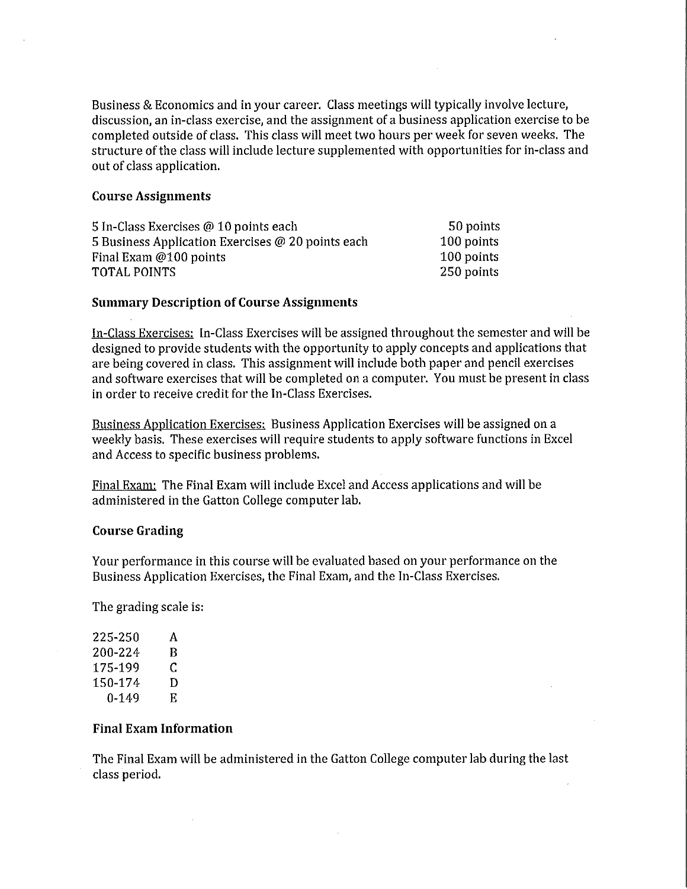Business & Economics and in your career. Class meetings will typically involve lecture, discussion, an in-class exercise, and the assignment of a business application exercise to be completed outside of class. This class will meet two hours per week for seven weeks. The structure of the class will include lecture supplemented with opportunities for in-class and out of class application.

### Course Assignments

| | |
|---|---|
| 5 In-Class Exercises @ 10 points each | 50 points |
| 5 Business Application Exercises @ 20 points each | 100 points |
| Final Exam @100 points | 100 points |
| TOTAL POINTS | 250 points |

### Summary Description of Course Assignments

<u>In-Class Exercises:</u> In-Class Exercises will be assigned throughout the semester and will be designed to provide students with the opportunity to apply concepts and applications that are being covered in class. This assignment will include both paper and pencil exercises and software exercises that will be completed on a computer. You must be present in class in order to receive credit for the In-Class Exercises.

<u>Business Application Exercises:</u> Business Application Exercises will be assigned on a weekly basis. These exercises will require students to apply software functions in Excel and Access to specific business problems.

<u>Final Exam:</u> The Final Exam will include Excel and Access applications and will be administered in the Gatton College computer lab.

### Course Grading

Your performance in this course will be evaluated based on your performance on the Business Application Exercises, the Final Exam, and the In-Class Exercises.

The grading scale is:

| | |
|---|---|
| 225-250 | A |
| 200-224 | B |
| 175-199 | C |
| 150-174 | D |
| 0-149 | E |

### Final Exam Information

The Final Exam will be administered in the Gatton College computer lab during the last class period.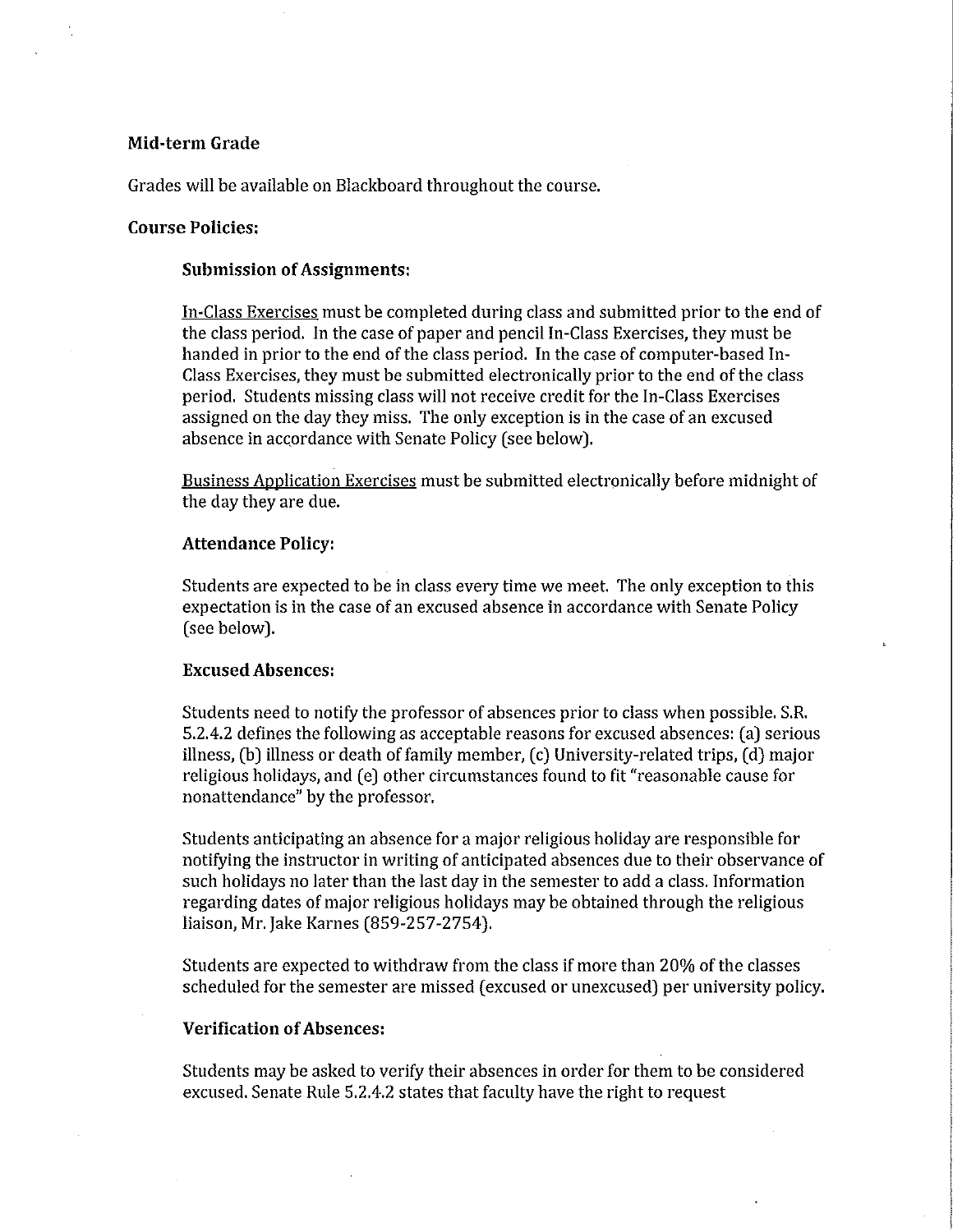**Mid-term Grade**

Grades will be available on Blackboard throughout the course.

**Course Policies:**

**Submission of Assignments:**

In-Class Exercises must be completed during class and submitted prior to the end of the class period. In the case of paper and pencil In-Class Exercises, they must be handed in prior to the end of the class period. In the case of computer-based In-Class Exercises, they must be submitted electronically prior to the end of the class period. Students missing class will not receive credit for the In-Class Exercises assigned on the day they miss. The only exception is in the case of an excused absence in accordance with Senate Policy (see below).

Business Application Exercises must be submitted electronically before midnight of the day they are due.

**Attendance Policy:**

Students are expected to be in class every time we meet. The only exception to this expectation is in the case of an excused absence in accordance with Senate Policy (see below).

**Excused Absences:**

Students need to notify the professor of absences prior to class when possible. S.R. 5.2.4.2 defines the following as acceptable reasons for excused absences: (a) serious illness, (b) illness or death of family member, (c) University-related trips, (d) major religious holidays, and (e) other circumstances found to fit "reasonable cause for nonattendance" by the professor.

Students anticipating an absence for a major religious holiday are responsible for notifying the instructor in writing of anticipated absences due to their observance of such holidays no later than the last day in the semester to add a class. Information regarding dates of major religious holidays may be obtained through the religious liaison, Mr. Jake Karnes (859-257-2754).

Students are expected to withdraw from the class if more than 20% of the classes scheduled for the semester are missed (excused or unexcused) per university policy.

**Verification of Absences:**

Students may be asked to verify their absences in order for them to be considered excused. Senate Rule 5.2.4.2 states that faculty have the right to request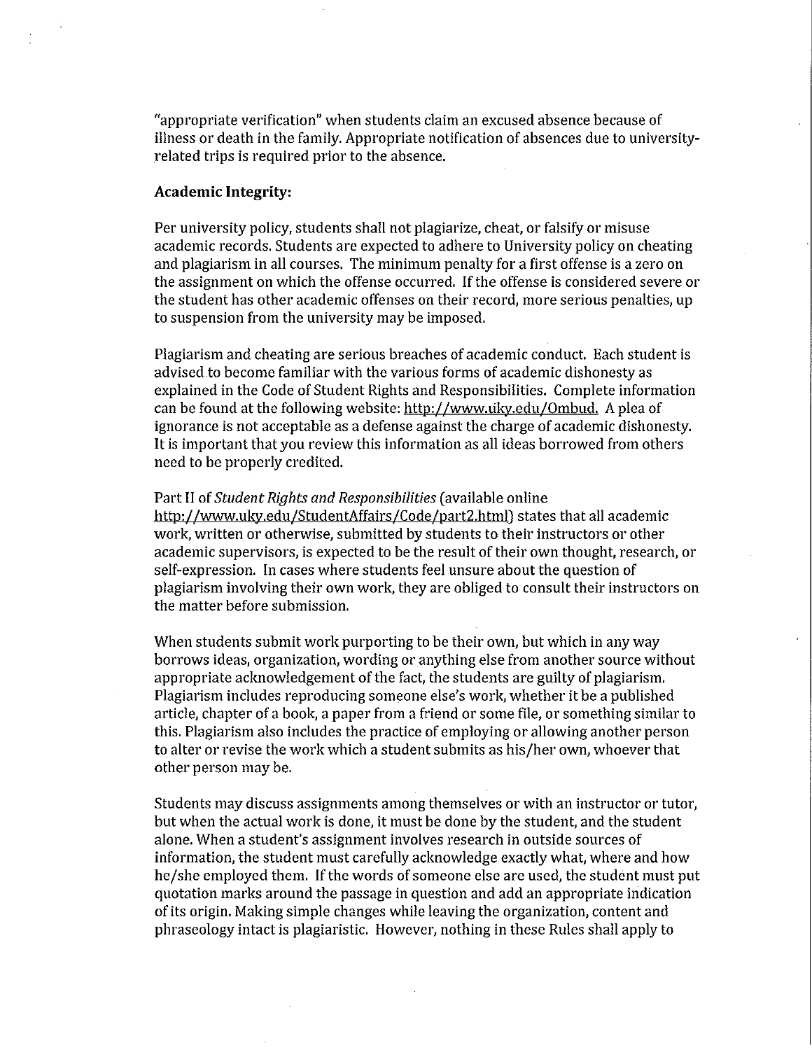"appropriate verification" when students claim an excused absence because of illness or death in the family. Appropriate notification of absences due to university-related trips is required prior to the absence.

**Academic Integrity:**

Per university policy, students shall not plagiarize, cheat, or falsify or misuse academic records. Students are expected to adhere to University policy on cheating and plagiarism in all courses. The minimum penalty for a first offense is a zero on the assignment on which the offense occurred. If the offense is considered severe or the student has other academic offenses on their record, more serious penalties, up to suspension from the university may be imposed.

Plagiarism and cheating are serious breaches of academic conduct. Each student is advised to become familiar with the various forms of academic dishonesty as explained in the Code of Student Rights and Responsibilities. Complete information can be found at the following website: http://www.uky.edu/Ombud. A plea of ignorance is not acceptable as a defense against the charge of academic dishonesty. It is important that you review this information as all ideas borrowed from others need to be properly credited.

Part II of *Student Rights and Responsibilities* (available online http://www.uky.edu/StudentAffairs/Code/part2.html) states that all academic work, written or otherwise, submitted by students to their instructors or other academic supervisors, is expected to be the result of their own thought, research, or self-expression. In cases where students feel unsure about the question of plagiarism involving their own work, they are obliged to consult their instructors on the matter before submission.

When students submit work purporting to be their own, but which in any way borrows ideas, organization, wording or anything else from another source without appropriate acknowledgement of the fact, the students are guilty of plagiarism. Plagiarism includes reproducing someone else's work, whether it be a published article, chapter of a book, a paper from a friend or some file, or something similar to this. Plagiarism also includes the practice of employing or allowing another person to alter or revise the work which a student submits as his/her own, whoever that other person may be.

Students may discuss assignments among themselves or with an instructor or tutor, but when the actual work is done, it must be done by the student, and the student alone. When a student's assignment involves research in outside sources of information, the student must carefully acknowledge exactly what, where and how he/she employed them. If the words of someone else are used, the student must put quotation marks around the passage in question and add an appropriate indication of its origin. Making simple changes while leaving the organization, content and phraseology intact is plagiaristic. However, nothing in these Rules shall apply to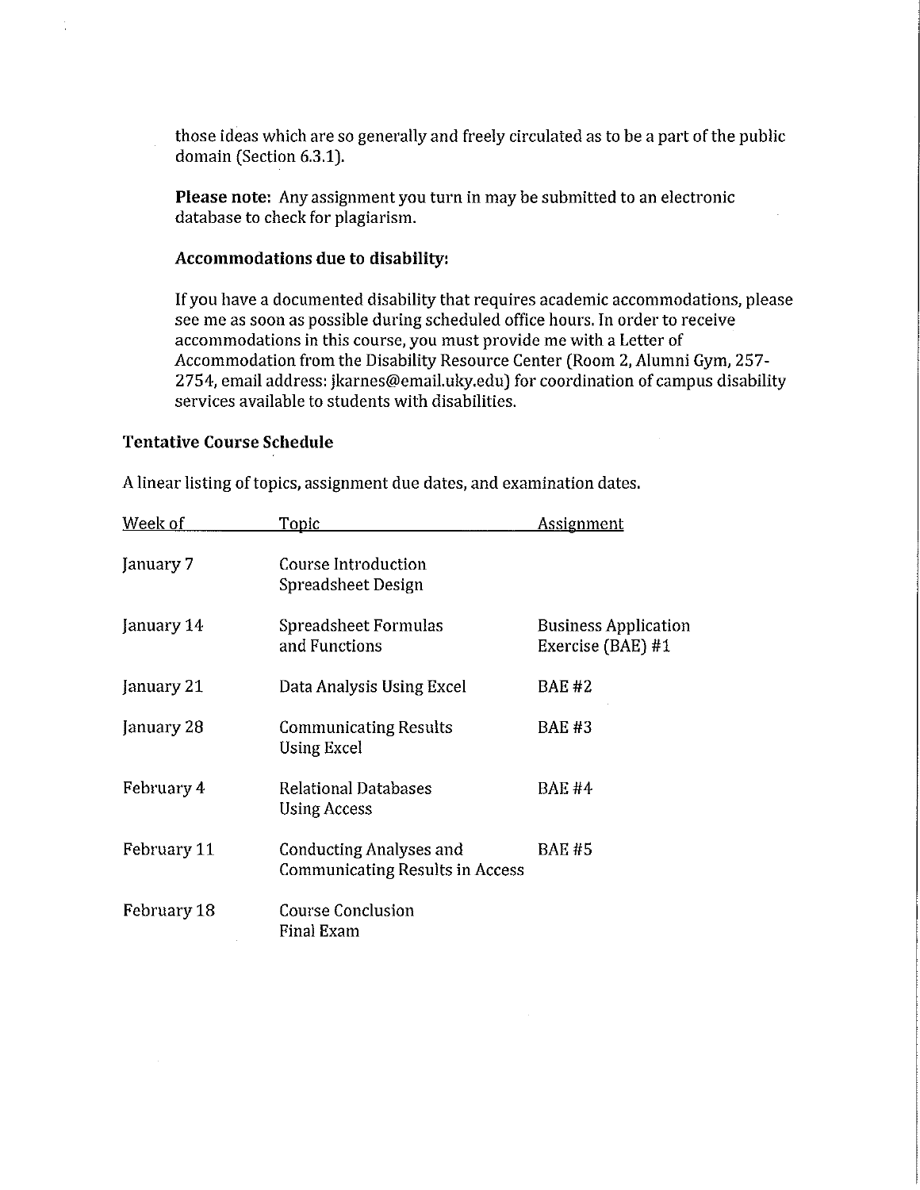those ideas which are so generally and freely circulated as to be a part of the public domain (Section 6.3.1).

**Please note:** Any assignment you turn in may be submitted to an electronic database to check for plagiarism.

**Accommodations due to disability:**

If you have a documented disability that requires academic accommodations, please see me as soon as possible during scheduled office hours. In order to receive accommodations in this course, you must provide me with a Letter of Accommodation from the Disability Resource Center (Room 2, Alumni Gym, 257-2754, email address: jkarnes@email.uky.edu) for coordination of campus disability services available to students with disabilities.

**Tentative Course Schedule**

A linear listing of topics, assignment due dates, and examination dates.

| Week of | Topic | Assignment |
|---|---|---|
| January 7 | Course Introduction Spreadsheet Design | |
| January 14 | Spreadsheet Formulas and Functions | Business Application Exercise (BAE) #1 |
| January 21 | Data Analysis Using Excel | BAE #2 |
| January 28 | Communicating Results Using Excel | BAE #3 |
| February 4 | Relational Databases Using Access | BAE #4 |
| February 11 | Conducting Analyses and Communicating Results in Access | BAE #5 |
| February 18 | Course Conclusion Final Exam | |